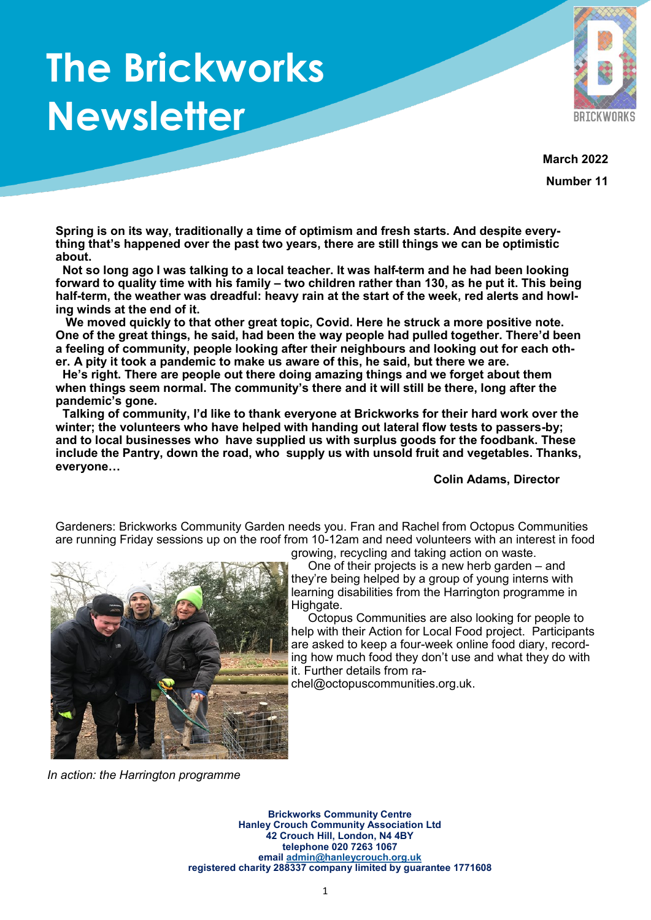# The Brickworks Newsletter

**March 2022**

**Number 11**

**Spring is on its way, traditionally a time of optimism and fresh starts. And despite everything that's happened over the past two years, there are still things we can be optimistic about.**

**Not so long ago I was talking to a local teacher. It was half-term and he had been looking forward to quality time with his family – two children rather than 130, as he put it. This being half-term, the weather was dreadful: heavy rain at the start of the week, red alerts and howling winds at the end of it.**

**We moved quickly to that other great topic, Covid. Here he struck a more positive note. One of the great things, he said, had been the way people had pulled together. There'd been a feeling of community, people looking after their neighbours and looking out for each other. A pity it took a pandemic to make us aware of this, he said, but there we are.**

**He's right. There are people out there doing amazing things and we forget about them when things seem normal. The community's there and it will still be there, long after the pandemic's gone.**

**Talking of community, I'd like to thank everyone at Brickworks for their hard work over the winter; the volunteers who have helped with handing out lateral flow tests to passers-by; and to local businesses who have supplied us with surplus goods for the foodbank. These include the Pantry, down the road, who supply us with unsold fruit and vegetables. Thanks, everyone…**

**Colin Adams, Director**

Gardeners: Brickworks Community Garden needs you. Fran and Rachel from Octopus Communities are running Friday sessions up on the roof from 10-12am and need volunteers with an interest in food growing, recycling and taking action on waste.

One of their projects is a new herb garden – and they're being helped by a group of young interns with learning disabilities from the Harrington programme in Highgate.

Octopus Communities are also looking for people to help with their Action for Local Food project. Participants are asked to keep a four-week online food diary, recording how much food they don't use and what they do with it. Further details from rachel@octopuscommunities.org.uk.

*In action: the Harrington programme*

**Brickworks Community Centre**
**Hanley Crouch Community Association Ltd**
**42 Crouch Hill, London, N4 4BY**
**telephone 020 7263 1067**
**email admin@hanleycrouch.org.uk**
**registered charity 288337 company limited by guarantee 1771608**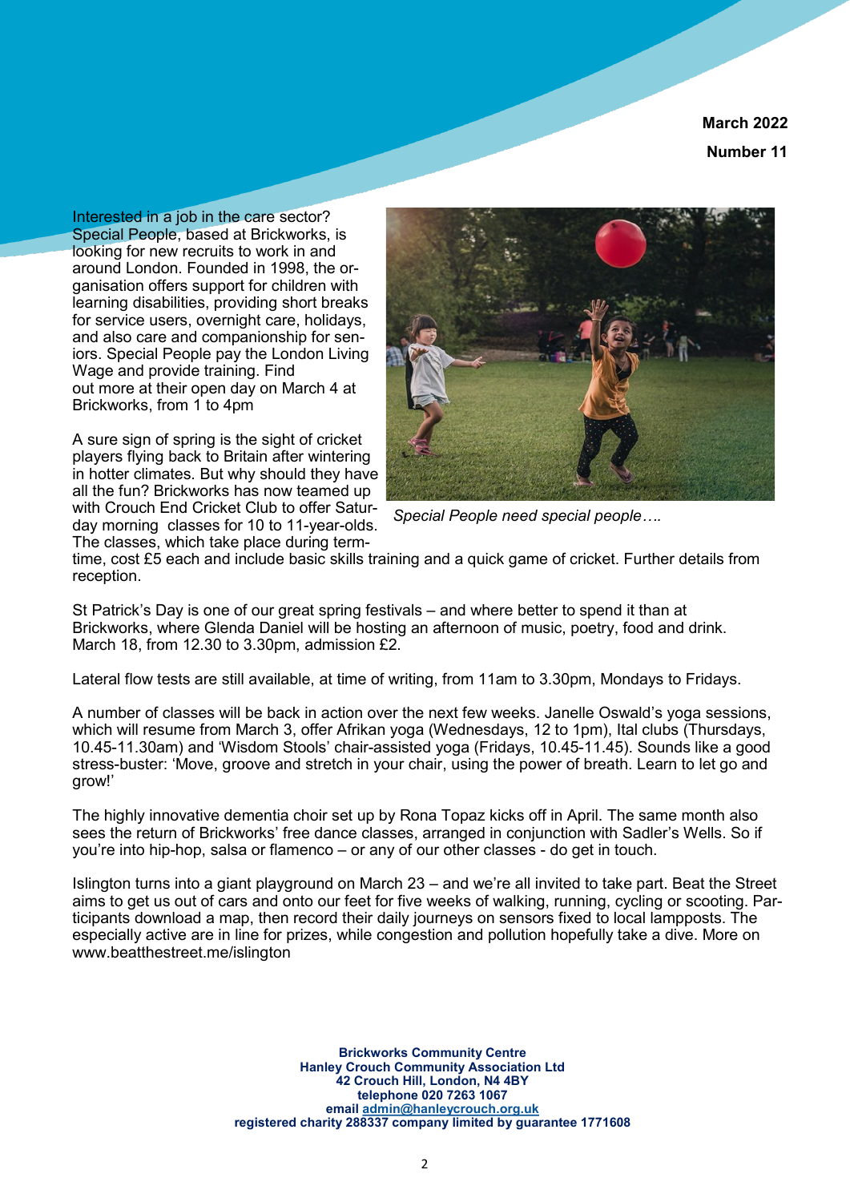**March 2022**

**Number 11**

Interested in a job in the care sector? Special People, based at Brickworks, is looking for new recruits to work in and around London. Founded in 1998, the organisation offers support for children with learning disabilities, providing short breaks for service users, overnight care, holidays, and also care and companionship for seniors. Special People pay the London Living Wage and provide training. Find out more at their open day on March 4 at Brickworks, from 1 to 4pm

*Special People need special people….*

A sure sign of spring is the sight of cricket players flying back to Britain after wintering in hotter climates. But why should they have all the fun? Brickworks has now teamed up with Crouch End Cricket Club to offer Saturday morning classes for 10 to 11-year-olds. The classes, which take place during term-time, cost £5 each and include basic skills training and a quick game of cricket. Further details from reception.

St Patrick's Day is one of our great spring festivals – and where better to spend it than at Brickworks, where Glenda Daniel will be hosting an afternoon of music, poetry, food and drink. March 18, from 12.30 to 3.30pm, admission £2.

Lateral flow tests are still available, at time of writing, from 11am to 3.30pm, Mondays to Fridays.

A number of classes will be back in action over the next few weeks. Janelle Oswald's yoga sessions, which will resume from March 3, offer Afrikan yoga (Wednesdays, 12 to 1pm), Ital clubs (Thursdays, 10.45-11.30am) and 'Wisdom Stools' chair-assisted yoga (Fridays, 10.45-11.45). Sounds like a good stress-buster: 'Move, groove and stretch in your chair, using the power of breath. Learn to let go and grow!'

The highly innovative dementia choir set up by Rona Topaz kicks off in April. The same month also sees the return of Brickworks' free dance classes, arranged in conjunction with Sadler's Wells. So if you're into hip-hop, salsa or flamenco – or any of our other classes - do get in touch.

Islington turns into a giant playground on March 23 – and we're all invited to take part. Beat the Street aims to get us out of cars and onto our feet for five weeks of walking, running, cycling or scooting. Participants download a map, then record their daily journeys on sensors fixed to local lampposts. The especially active are in line for prizes, while congestion and pollution hopefully take a dive. More on www.beatthestreet.me/islington

**Brickworks Community Centre**
**Hanley Crouch Community Association Ltd**
**42 Crouch Hill, London, N4 4BY**
**telephone 020 7263 1067**
**email admin@hanleycrouch.org.uk**
**registered charity 288337 company limited by guarantee 1771608**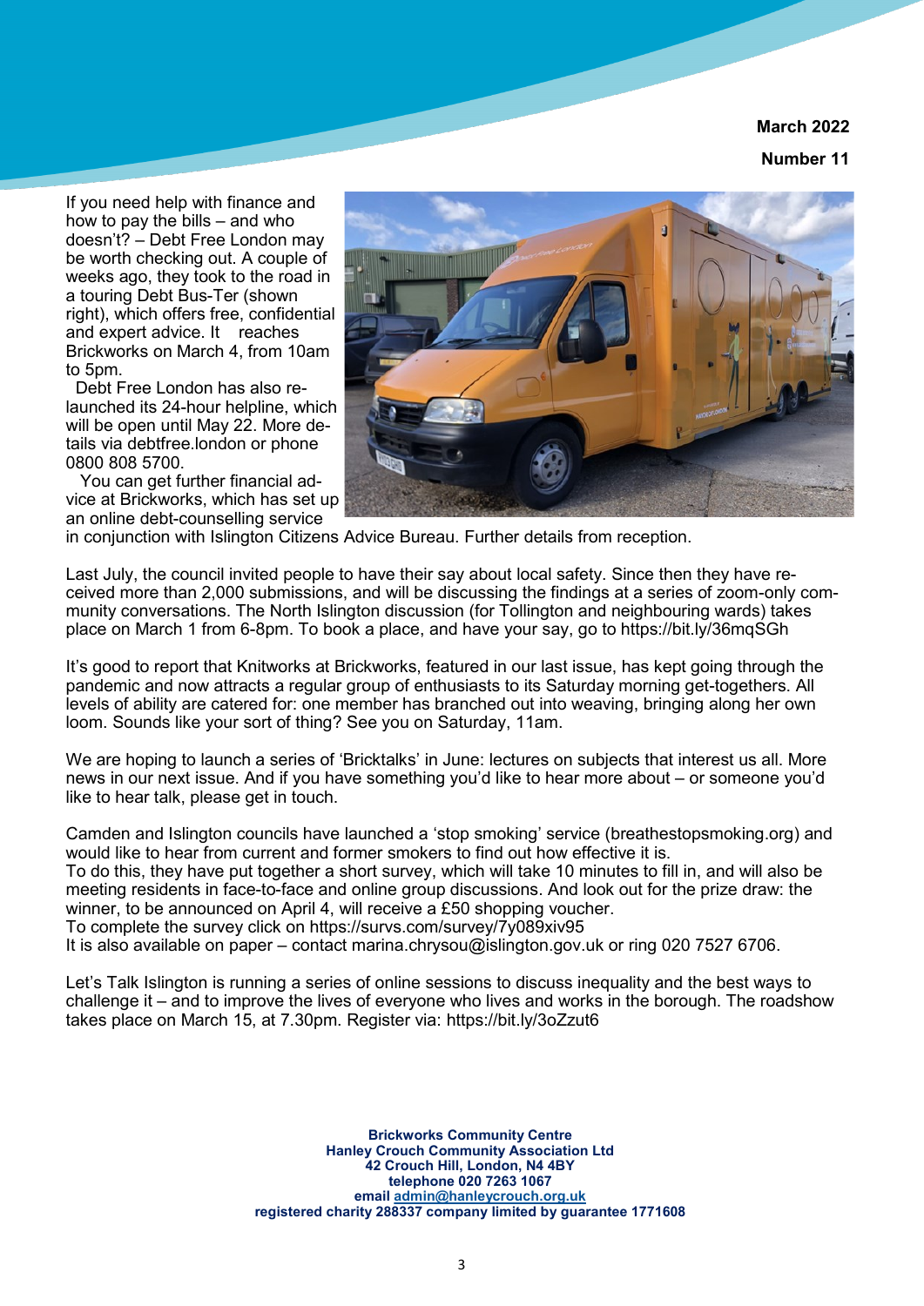**March 2022**

**Number 11**

If you need help with finance and how to pay the bills – and who doesn't? – Debt Free London may be worth checking out. A couple of weeks ago, they took to the road in a touring Debt Bus-Ter (shown right), which offers free, confidential and expert advice. It reaches Brickworks on March 4, from 10am to 5pm.

Debt Free London has also re-launched its 24-hour helpline, which will be open until May 22. More details via debtfree.london or phone 0800 808 5700.

You can get further financial advice at Brickworks, which has set up an online debt-counselling service in conjunction with Islington Citizens Advice Bureau. Further details from reception.

Last July, the council invited people to have their say about local safety. Since then they have received more than 2,000 submissions, and will be discussing the findings at a series of zoom-only community conversations. The North Islington discussion (for Tollington and neighbouring wards) takes place on March 1 from 6-8pm. To book a place, and have your say, go to https://bit.ly/36mqSGh

It's good to report that Knitworks at Brickworks, featured in our last issue, has kept going through the pandemic and now attracts a regular group of enthusiasts to its Saturday morning get-togethers. All levels of ability are catered for: one member has branched out into weaving, bringing along her own loom. Sounds like your sort of thing? See you on Saturday, 11am.

We are hoping to launch a series of 'Bricktalks' in June: lectures on subjects that interest us all. More news in our next issue. And if you have something you'd like to hear more about – or someone you'd like to hear talk, please get in touch.

Camden and Islington councils have launched a 'stop smoking' service (breathestopsmoking.org) and would like to hear from current and former smokers to find out how effective it is.
To do this, they have put together a short survey, which will take 10 minutes to fill in, and will also be meeting residents in face-to-face and online group discussions. And look out for the prize draw: the winner, to be announced on April 4, will receive a £50 shopping voucher.
To complete the survey click on https://survs.com/survey/7y089xiv95
It is also available on paper – contact marina.chrysou@islington.gov.uk or ring 020 7527 6706.

Let's Talk Islington is running a series of online sessions to discuss inequality and the best ways to challenge it – and to improve the lives of everyone who lives and works in the borough. The roadshow takes place on March 15, at 7.30pm. Register via: https://bit.ly/3oZzut6

**Brickworks Community Centre**
**Hanley Crouch Community Association Ltd**
**42 Crouch Hill, London, N4 4BY**
**telephone 020 7263 1067**
**email admin@hanleycrouch.org.uk**
**registered charity 288337 company limited by guarantee 1771608**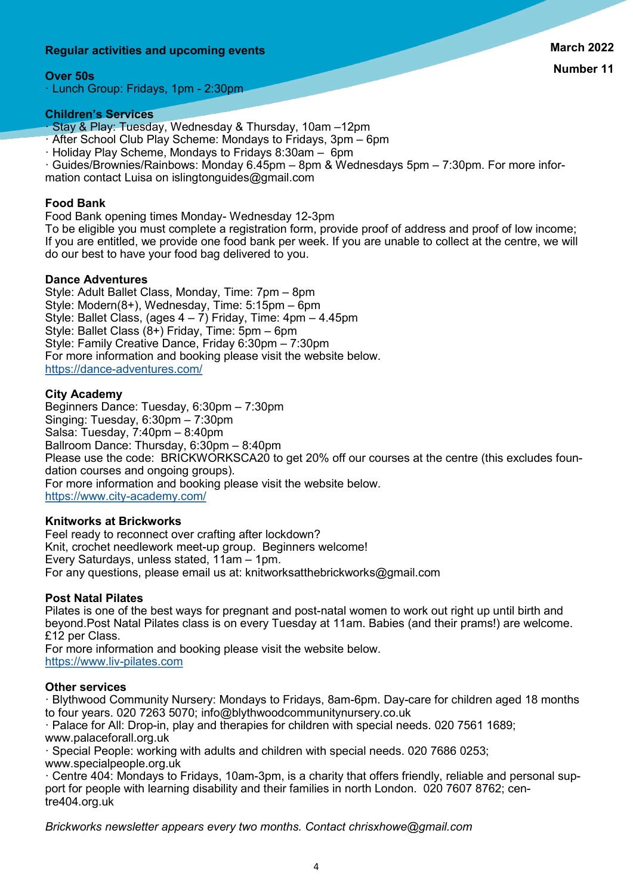March 2022

Number 11

## Regular activities and upcoming events

**Over 50s**

· Lunch Group: Fridays, 1pm - 2:30pm

**Children's Services**

· Stay & Play: Tuesday, Wednesday & Thursday, 10am –12pm

· After School Club Play Scheme: Mondays to Fridays, 3pm – 6pm

· Holiday Play Scheme, Mondays to Fridays 8:30am – 6pm

· Guides/Brownies/Rainbows: Monday 6.45pm – 8pm & Wednesdays 5pm – 7:30pm. For more information contact Luisa on islingtonguides@gmail.com

**Food Bank**

Food Bank opening times Monday- Wednesday 12-3pm

To be eligible you must complete a registration form, provide proof of address and proof of low income; If you are entitled, we provide one food bank per week. If you are unable to collect at the centre, we will do our best to have your food bag delivered to you.

**Dance Adventures**

Style: Adult Ballet Class, Monday, Time: 7pm – 8pm

Style: Modern(8+), Wednesday, Time: 5:15pm – 6pm

Style: Ballet Class, (ages 4 – 7) Friday, Time: 4pm – 4.45pm

Style: Ballet Class (8+) Friday, Time: 5pm – 6pm

Style: Family Creative Dance, Friday 6:30pm – 7:30pm

For more information and booking please visit the website below.

https://dance-adventures.com/

**City Academy**

Beginners Dance: Tuesday, 6:30pm – 7:30pm

Singing: Tuesday, 6:30pm – 7:30pm

Salsa: Tuesday, 7:40pm – 8:40pm

Ballroom Dance: Thursday, 6:30pm – 8:40pm

Please use the code: BRICKWORKSCA20 to get 20% off our courses at the centre (this excludes foundation courses and ongoing groups).

For more information and booking please visit the website below.

https://www.city-academy.com/

**Knitworks at Brickworks**

Feel ready to reconnect over crafting after lockdown?

Knit, crochet needlework meet-up group. Beginners welcome!

Every Saturdays, unless stated, 11am – 1pm.

For any questions, please email us at: knitworksatthebrickworks@gmail.com

**Post Natal Pilates**

Pilates is one of the best ways for pregnant and post-natal women to work out right up until birth and beyond.Post Natal Pilates class is on every Tuesday at 11am. Babies (and their prams!) are welcome. £12 per Class.

For more information and booking please visit the website below.

https://www.liv-pilates.com

**Other services**

· Blythwood Community Nursery: Mondays to Fridays, 8am-6pm. Day-care for children aged 18 months to four years. 020 7263 5070; info@blythwoodcommunitynursery.co.uk

· Palace for All: Drop-in, play and therapies for children with special needs. 020 7561 1689; www.palaceforall.org.uk

· Special People: working with adults and children with special needs. 020 7686 0253; www.specialpeople.org.uk

· Centre 404: Mondays to Fridays, 10am-3pm, is a charity that offers friendly, reliable and personal support for people with learning disability and their families in north London. 020 7607 8762; centre404.org.uk

*Brickworks newsletter appears every two months. Contact chrisxhowe@gmail.com*